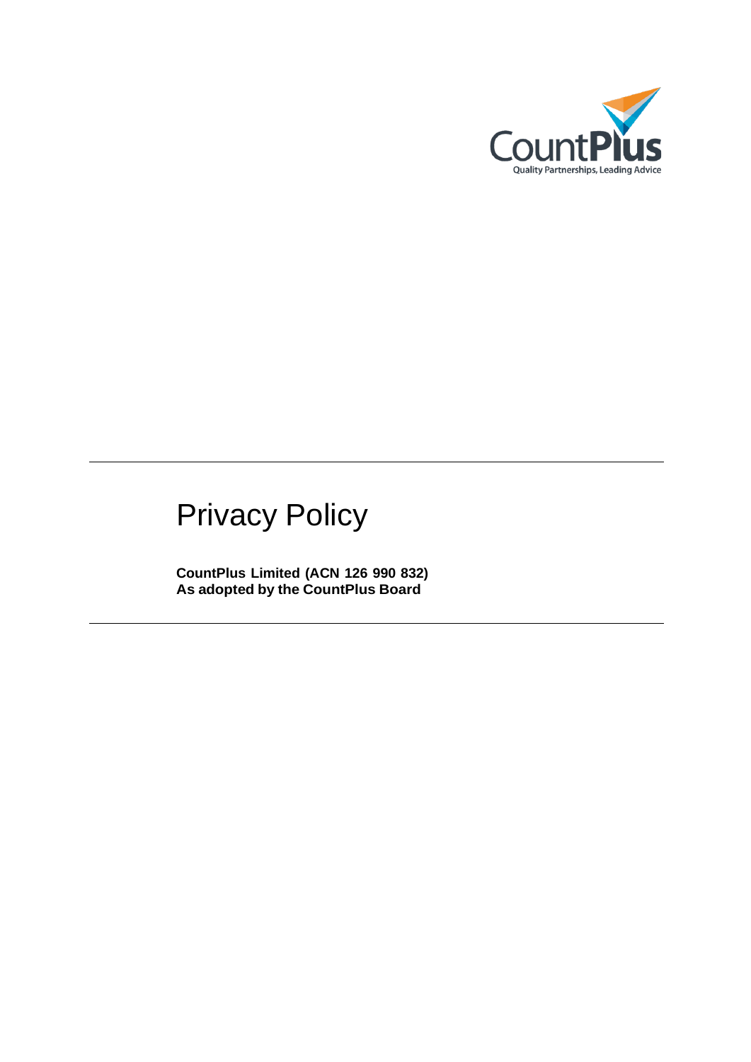# Privacy Policy

**CountPlus Limited (ACN 126 990 832)**
**As adopted by the CountPlus Board**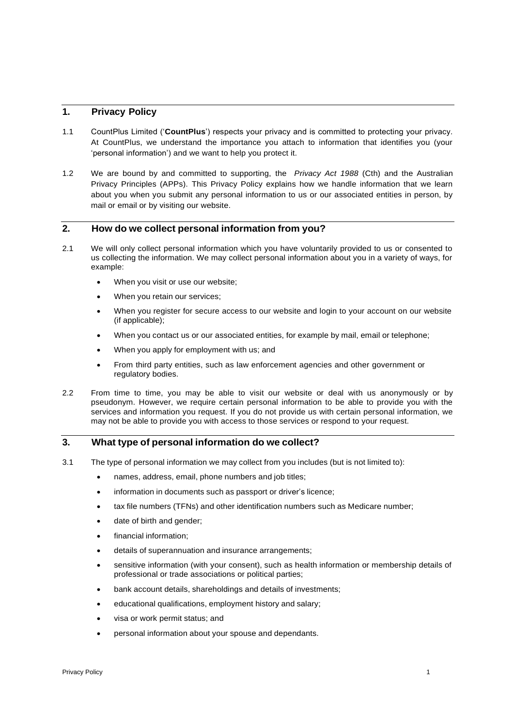## 1. Privacy Policy

1.1 CountPlus Limited ('**CountPlus**') respects your privacy and is committed to protecting your privacy. At CountPlus, we understand the importance you attach to information that identifies you (your 'personal information') and we want to help you protect it.

1.2 We are bound by and committed to supporting, the *Privacy Act 1988* (Cth) and the Australian Privacy Principles (APPs). This Privacy Policy explains how we handle information that we learn about you when you submit any personal information to us or our associated entities in person, by mail or email or by visiting our website.

## 2. How do we collect personal information from you?

2.1 We will only collect personal information which you have voluntarily provided to us or consented to us collecting the information. We may collect personal information about you in a variety of ways, for example:

- When you visit or use our website;
- When you retain our services;
- When you register for secure access to our website and login to your account on our website (if applicable);
- When you contact us or our associated entities, for example by mail, email or telephone;
- When you apply for employment with us; and
- From third party entities, such as law enforcement agencies and other government or regulatory bodies.

2.2 From time to time, you may be able to visit our website or deal with us anonymously or by pseudonym. However, we require certain personal information to be able to provide you with the services and information you request. If you do not provide us with certain personal information, we may not be able to provide you with access to those services or respond to your request.

## 3. What type of personal information do we collect?

3.1 The type of personal information we may collect from you includes (but is not limited to):

- names, address, email, phone numbers and job titles;
- information in documents such as passport or driver's licence;
- tax file numbers (TFNs) and other identification numbers such as Medicare number;
- date of birth and gender;
- financial information;
- details of superannuation and insurance arrangements;
- sensitive information (with your consent), such as health information or membership details of professional or trade associations or political parties;
- bank account details, shareholdings and details of investments;
- educational qualifications, employment history and salary;
- visa or work permit status; and
- personal information about your spouse and dependants.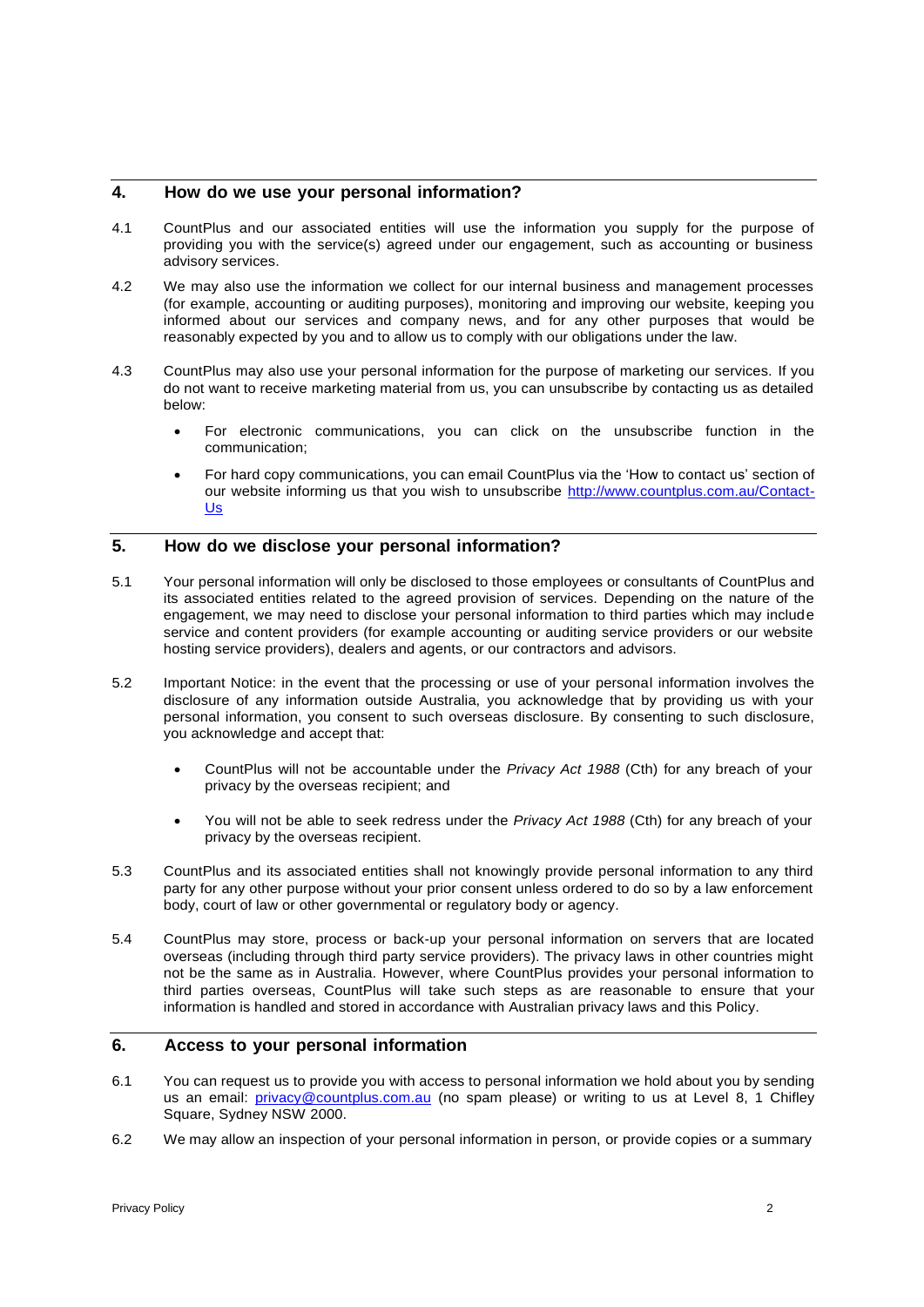## 4. How do we use your personal information?

4.1 CountPlus and our associated entities will use the information you supply for the purpose of providing you with the service(s) agreed under our engagement, such as accounting or business advisory services.

4.2 We may also use the information we collect for our internal business and management processes (for example, accounting or auditing purposes), monitoring and improving our website, keeping you informed about our services and company news, and for any other purposes that would be reasonably expected by you and to allow us to comply with our obligations under the law.

4.3 CountPlus may also use your personal information for the purpose of marketing our services. If you do not want to receive marketing material from us, you can unsubscribe by contacting us as detailed below:

- For electronic communications, you can click on the unsubscribe function in the communication;
- For hard copy communications, you can email CountPlus via the 'How to contact us' section of our website informing us that you wish to unsubscribe [http://www.countplus.com.au/Contact-Us](http://www.countplus.com.au/Contact-Us)

## 5. How do we disclose your personal information?

5.1 Your personal information will only be disclosed to those employees or consultants of CountPlus and its associated entities related to the agreed provision of services. Depending on the nature of the engagement, we may need to disclose your personal information to third parties which may include service and content providers (for example accounting or auditing service providers or our website hosting service providers), dealers and agents, or our contractors and advisors.

5.2 Important Notice: in the event that the processing or use of your personal information involves the disclosure of any information outside Australia, you acknowledge that by providing us with your personal information, you consent to such overseas disclosure. By consenting to such disclosure, you acknowledge and accept that:

- CountPlus will not be accountable under the *Privacy Act 1988* (Cth) for any breach of your privacy by the overseas recipient; and
- You will not be able to seek redress under the *Privacy Act 1988* (Cth) for any breach of your privacy by the overseas recipient.

5.3 CountPlus and its associated entities shall not knowingly provide personal information to any third party for any other purpose without your prior consent unless ordered to do so by a law enforcement body, court of law or other governmental or regulatory body or agency.

5.4 CountPlus may store, process or back-up your personal information on servers that are located overseas (including through third party service providers). The privacy laws in other countries might not be the same as in Australia. However, where CountPlus provides your personal information to third parties overseas, CountPlus will take such steps as are reasonable to ensure that your information is handled and stored in accordance with Australian privacy laws and this Policy.

## 6. Access to your personal information

6.1 You can request us to provide you with access to personal information we hold about you by sending us an email: [privacy@countplus.com.au](mailto:privacy@countplus.com.au) (no spam please) or writing to us at Level 8, 1 Chifley Square, Sydney NSW 2000.

6.2 We may allow an inspection of your personal information in person, or provide copies or a summary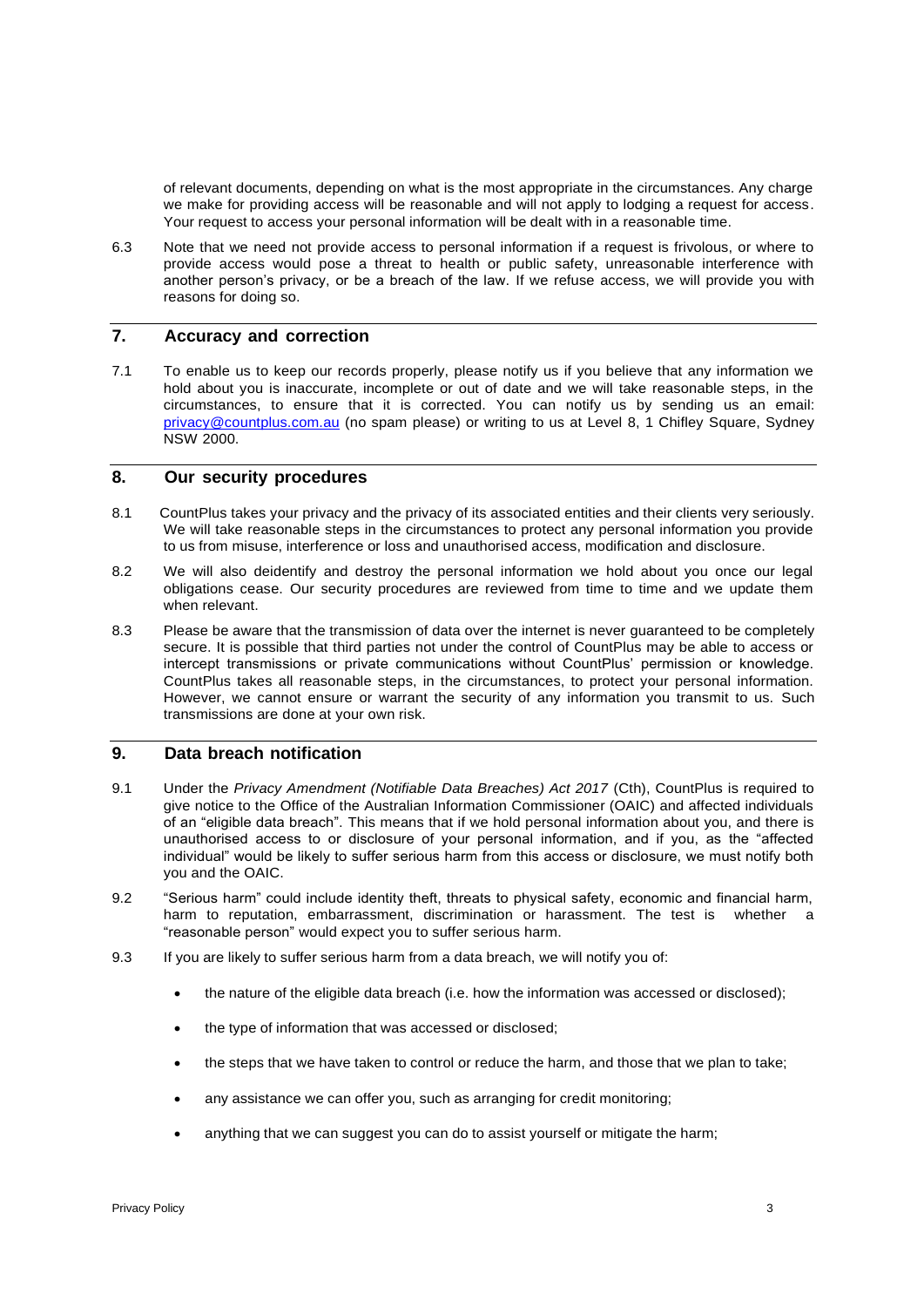of relevant documents, depending on what is the most appropriate in the circumstances. Any charge we make for providing access will be reasonable and will not apply to lodging a request for access. Your request to access your personal information will be dealt with in a reasonable time.

6.3 Note that we need not provide access to personal information if a request is frivolous, or where to provide access would pose a threat to health or public safety, unreasonable interference with another person's privacy, or be a breach of the law. If we refuse access, we will provide you with reasons for doing so.

## 7. Accuracy and correction

7.1 To enable us to keep our records properly, please notify us if you believe that any information we hold about you is inaccurate, incomplete or out of date and we will take reasonable steps, in the circumstances, to ensure that it is corrected. You can notify us by sending us an email: [privacy@countplus.com.au](mailto:privacy@countplus.com.au) (no spam please) or writing to us at Level 8, 1 Chifley Square, Sydney NSW 2000.

## 8. Our security procedures

8.1 CountPlus takes your privacy and the privacy of its associated entities and their clients very seriously. We will take reasonable steps in the circumstances to protect any personal information you provide to us from misuse, interference or loss and unauthorised access, modification and disclosure.

8.2 We will also deidentify and destroy the personal information we hold about you once our legal obligations cease. Our security procedures are reviewed from time to time and we update them when relevant.

8.3 Please be aware that the transmission of data over the internet is never guaranteed to be completely secure. It is possible that third parties not under the control of CountPlus may be able to access or intercept transmissions or private communications without CountPlus' permission or knowledge. CountPlus takes all reasonable steps, in the circumstances, to protect your personal information. However, we cannot ensure or warrant the security of any information you transmit to us. Such transmissions are done at your own risk.

## 9. Data breach notification

9.1 Under the *Privacy Amendment (Notifiable Data Breaches) Act 2017* (Cth), CountPlus is required to give notice to the Office of the Australian Information Commissioner (OAIC) and affected individuals of an "eligible data breach". This means that if we hold personal information about you, and there is unauthorised access to or disclosure of your personal information, and if you, as the "affected individual" would be likely to suffer serious harm from this access or disclosure, we must notify both you and the OAIC.

9.2 "Serious harm" could include identity theft, threats to physical safety, economic and financial harm, harm to reputation, embarrassment, discrimination or harassment. The test is whether a "reasonable person" would expect you to suffer serious harm.

9.3 If you are likely to suffer serious harm from a data breach, we will notify you of:

- the nature of the eligible data breach (i.e. how the information was accessed or disclosed);
- the type of information that was accessed or disclosed;
- the steps that we have taken to control or reduce the harm, and those that we plan to take;
- any assistance we can offer you, such as arranging for credit monitoring;
- anything that we can suggest you can do to assist yourself or mitigate the harm;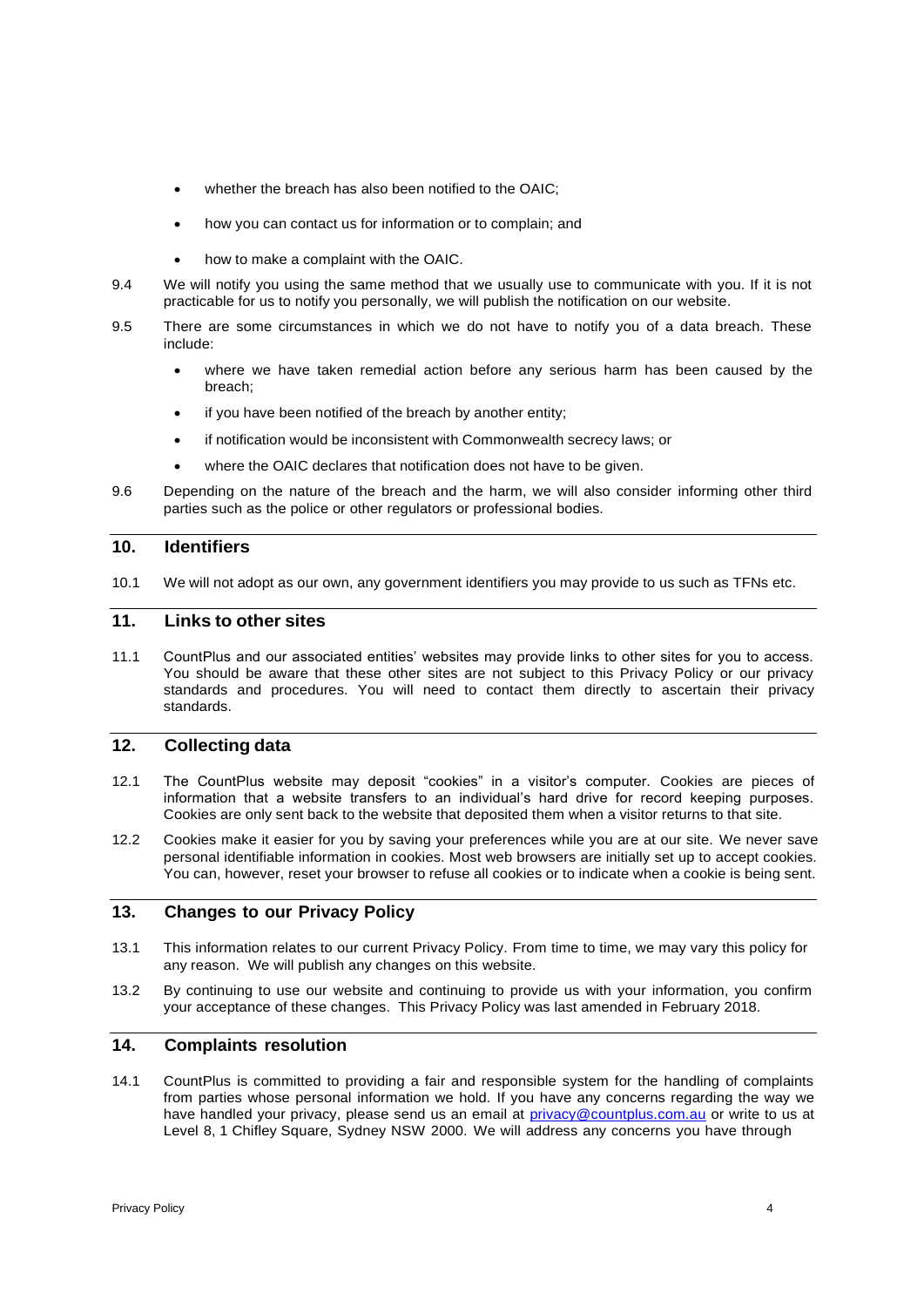- whether the breach has also been notified to the OAIC;
- how you can contact us for information or to complain; and
- how to make a complaint with the OAIC.

9.4 We will notify you using the same method that we usually use to communicate with you. If it is not practicable for us to notify you personally, we will publish the notification on our website.

9.5 There are some circumstances in which we do not have to notify you of a data breach. These include:

- where we have taken remedial action before any serious harm has been caused by the breach;
- if you have been notified of the breach by another entity;
- if notification would be inconsistent with Commonwealth secrecy laws; or
- where the OAIC declares that notification does not have to be given.

9.6 Depending on the nature of the breach and the harm, we will also consider informing other third parties such as the police or other regulators or professional bodies.

## 10. Identifiers

10.1 We will not adopt as our own, any government identifiers you may provide to us such as TFNs etc.

## 11. Links to other sites

11.1 CountPlus and our associated entities' websites may provide links to other sites for you to access. You should be aware that these other sites are not subject to this Privacy Policy or our privacy standards and procedures. You will need to contact them directly to ascertain their privacy standards.

## 12. Collecting data

12.1 The CountPlus website may deposit "cookies" in a visitor's computer. Cookies are pieces of information that a website transfers to an individual's hard drive for record keeping purposes. Cookies are only sent back to the website that deposited them when a visitor returns to that site.

12.2 Cookies make it easier for you by saving your preferences while you are at our site. We never save personal identifiable information in cookies. Most web browsers are initially set up to accept cookies. You can, however, reset your browser to refuse all cookies or to indicate when a cookie is being sent.

## 13. Changes to our Privacy Policy

13.1 This information relates to our current Privacy Policy. From time to time, we may vary this policy for any reason. We will publish any changes on this website.

13.2 By continuing to use our website and continuing to provide us with your information, you confirm your acceptance of these changes. This Privacy Policy was last amended in February 2018.

## 14. Complaints resolution

14.1 CountPlus is committed to providing a fair and responsible system for the handling of complaints from parties whose personal information we hold. If you have any concerns regarding the way we have handled your privacy, please send us an email at privacy@countplus.com.au or write to us at Level 8, 1 Chifley Square, Sydney NSW 2000. We will address any concerns you have through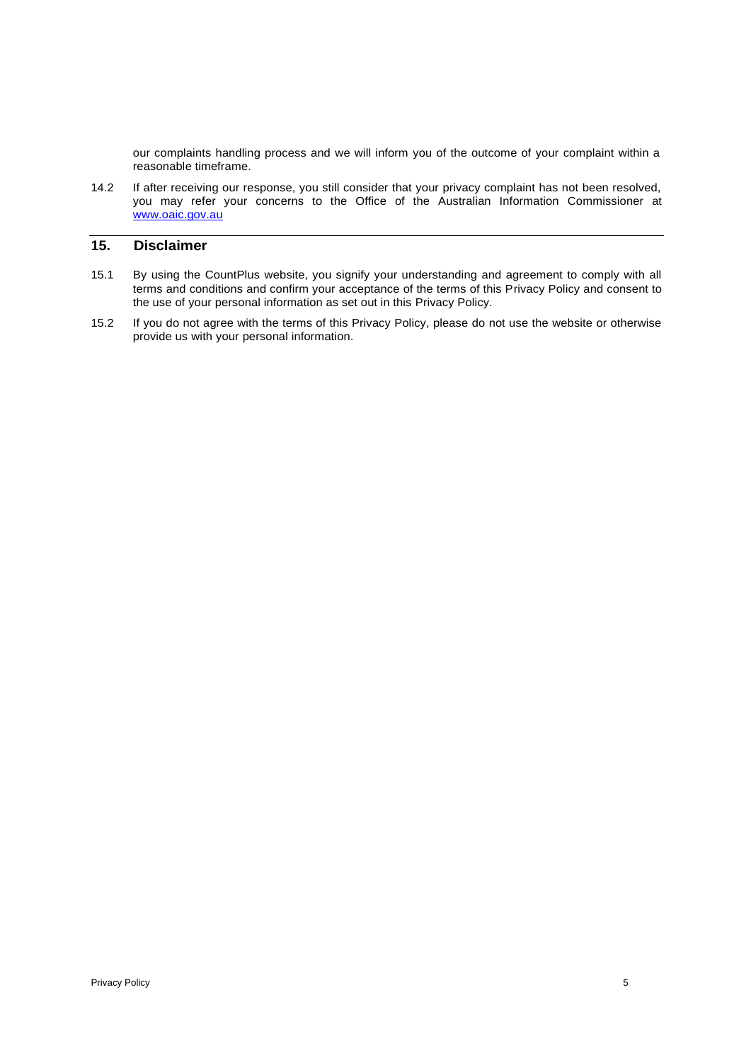our complaints handling process and we will inform you of the outcome of your complaint within a reasonable timeframe.

14.2 If after receiving our response, you still consider that your privacy complaint has not been resolved, you may refer your concerns to the Office of the Australian Information Commissioner at [www.oaic.gov.au](http://www.oaic.gov.au)

## 15. Disclaimer

15.1 By using the CountPlus website, you signify your understanding and agreement to comply with all terms and conditions and confirm your acceptance of the terms of this Privacy Policy and consent to the use of your personal information as set out in this Privacy Policy.

15.2 If you do not agree with the terms of this Privacy Policy, please do not use the website or otherwise provide us with your personal information.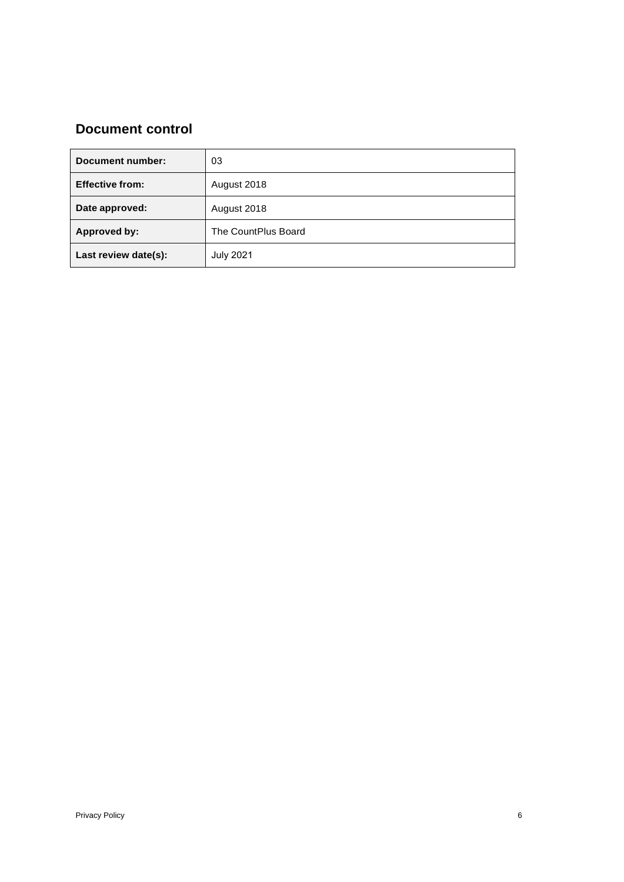## Document control

| | |
|---|---|
| **Document number:** | 03 |
| **Effective from:** | August 2018 |
| **Date approved:** | August 2018 |
| **Approved by:** | The CountPlus Board |
| **Last review date(s):** | July 2021 |